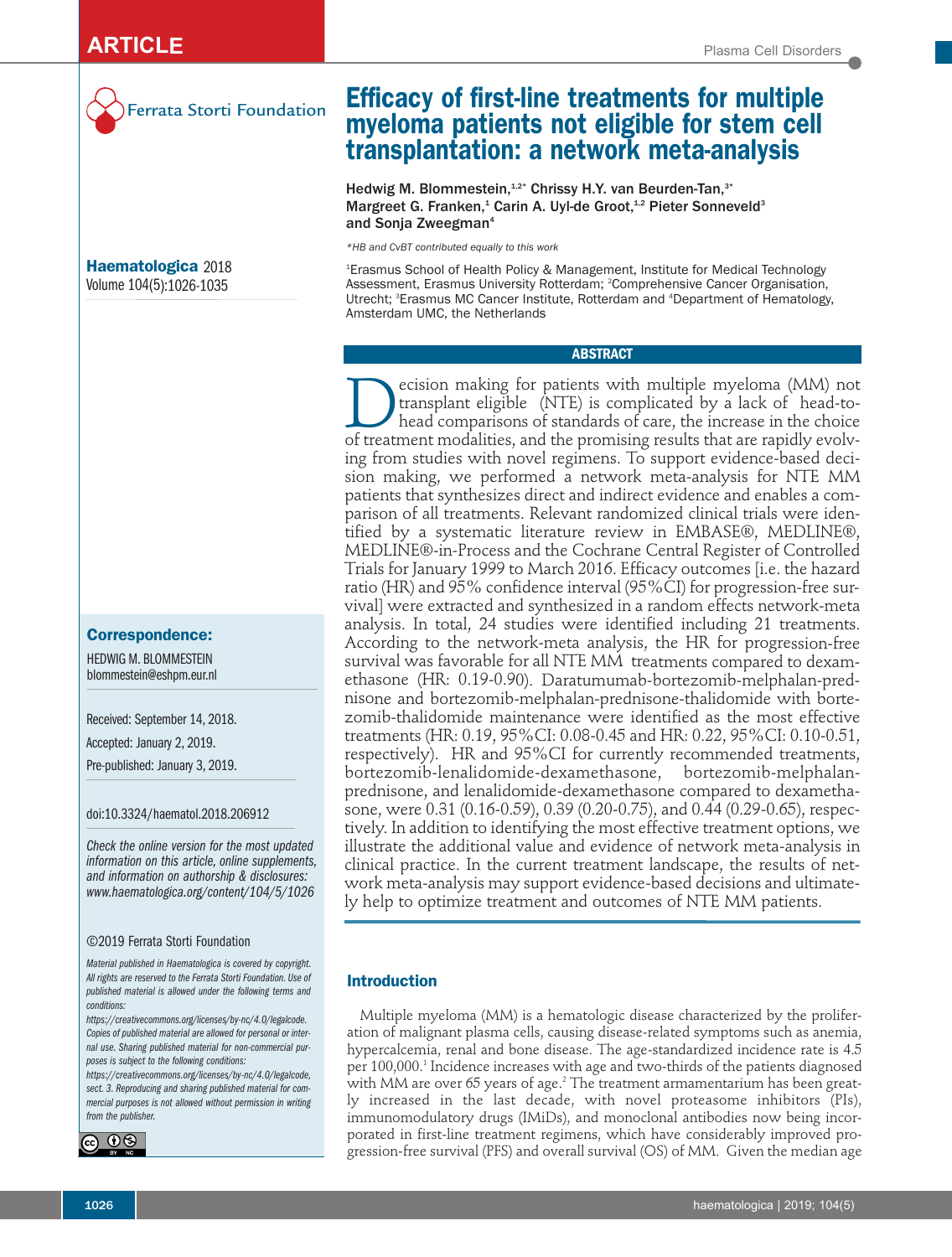ARTICLE

Plasma Cell Disorders

Ferrata Storti Foundation

# Efficacy of first-line treatments for multiple myeloma patients not eligible for stem cell transplantation: a network meta-analysis

**Hedwig M. Blommestein,[1,2*] Chrissy H.Y. van Beurden-Tan,[3*] Margreet G. Franken,[1] Carin A. Uyl-de Groot,[1,2] Pieter Sonneveld[3] and Sonja Zweegman[4]**

*\*HB and CvBT contributed equally to this work*

[1]Erasmus School of Health Policy & Management, Institute for Medical Technology Assessment, Erasmus University Rotterdam; [2]Comprehensive Cancer Organisation, Utrecht; [3]Erasmus MC Cancer Institute, Rotterdam and [4]Department of Hematology, Amsterdam UMC, the Netherlands

**Haematologica** 2018
Volume 104(5):1026-1035

**Correspondence:**

HEDWIG M. BLOMMESTEIN
blommestein@eshpm.eur.nl

Received: September 14, 2018.

Accepted: January 2, 2019.

Pre-published: January 3, 2019.

doi:10.3324/haematol.2018.206912

*Check the online version for the most updated information on this article, online supplements, and information on authorship & disclosures: www.haematologica.org/content/104/5/1026*

©2019 Ferrata Storti Foundation

*Material published in Haematologica is covered by copyright. All rights are reserved to the Ferrata Storti Foundation. Use of published material is allowed under the following terms and conditions: https://creativecommons.org/licenses/by-nc/4.0/legalcode. Copies of published material are allowed for personal or internal use. Sharing published material for non-commercial purposes is subject to the following conditions: https://creativecommons.org/licenses/by-nc/4.0/legalcode, sect. 3. Reproducing and sharing published material for commercial purposes is not allowed without permission in writing from the publisher.*

## ABSTRACT

Decision making for patients with multiple myeloma (MM) not transplant eligible (NTE) is complicated by a lack of head-to-head comparisons of standards of care, the increase in the choice of treatment modalities, and the promising results that are rapidly evolving from studies with novel regimens. To support evidence-based decision making, we performed a network meta-analysis for NTE MM patients that synthesizes direct and indirect evidence and enables a comparison of all treatments. Relevant randomized clinical trials were identified by a systematic literature review in EMBASE®, MEDLINE®, MEDLINE®-in-Process and the Cochrane Central Register of Controlled Trials for January 1999 to March 2016. Efficacy outcomes [i.e. the hazard ratio (HR) and 95% confidence interval (95%CI) for progression-free survival] were extracted and synthesized in a random effects network-meta analysis. In total, 24 studies were identified including 21 treatments. According to the network-meta analysis, the HR for progression-free survival was favorable for all NTE MM treatments compared to dexamethasone (HR: 0.19-0.90). Daratumumab-bortezomib-melphalan-prednisone and bortezomib-melphalan-prednisone-thalidomide with bortezomib-thalidomide maintenance were identified as the most effective treatments (HR: 0.19, 95%CI: 0.08-0.45 and HR: 0.22, 95%CI: 0.10-0.51, respectively). HR and 95%CI for currently recommended treatments, bortezomib-lenalidomide-dexamethasone, bortezomib-melphalan-prednisone, and lenalidomide-dexamethasone compared to dexamethasone, were 0.31 (0.16-0.59), 0.39 (0.20-0.75), and 0.44 (0.29-0.65), respectively. In addition to identifying the most effective treatment options, we illustrate the additional value and evidence of network meta-analysis in clinical practice. In the current treatment landscape, the results of network meta-analysis may support evidence-based decisions and ultimately help to optimize treatment and outcomes of NTE MM patients.

## Introduction

Multiple myeloma (MM) is a hematologic disease characterized by the proliferation of malignant plasma cells, causing disease-related symptoms such as anemia, hypercalcemia, renal and bone disease. The age-standardized incidence rate is 4.5 per 100,000.[1] Incidence increases with age and two-thirds of the patients diagnosed with MM are over 65 years of age.[2] The treatment armamentarium has been greatly increased in the last decade, with novel proteasome inhibitors (PIs), immunomodulatory drugs (IMiDs), and monoclonal antibodies now being incorporated in first-line treatment regimens, which have considerably improved progression-free survival (PFS) and overall survival (OS) of MM. Given the median age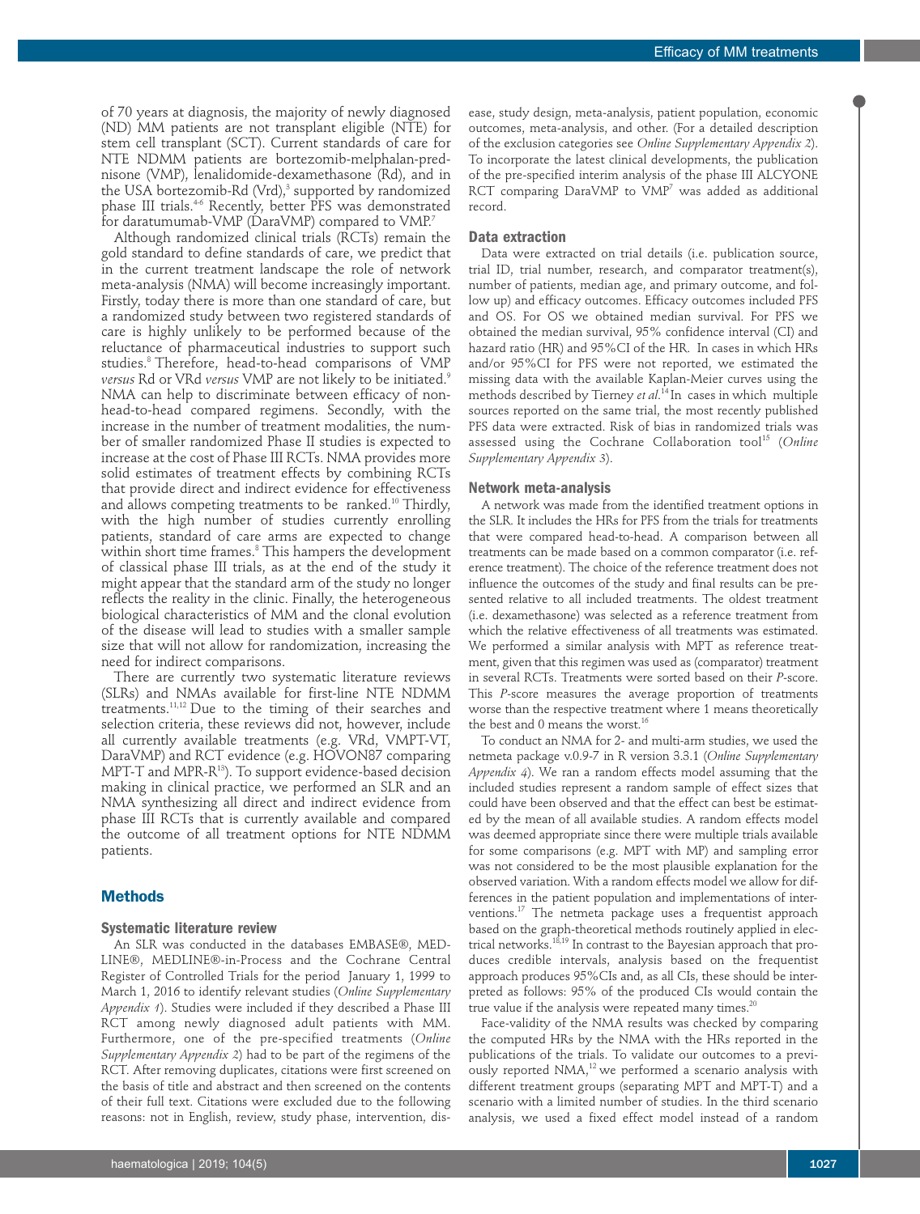of 70 years at diagnosis, the majority of newly diagnosed (ND) MM patients are not transplant eligible (NTE) for stem cell transplant (SCT). Current standards of care for NTE NDMM patients are bortezomib-melphalan-prednisone (VMP), lenalidomide-dexamethasone (Rd), and in the USA bortezomib-Rd (VRd),[3] supported by randomized phase III trials.[4-6] Recently, better PFS was demonstrated for daratumumab-VMP (DaraVMP) compared to VMP.[7]

Although randomized clinical trials (RCTs) remain the gold standard to define standards of care, we predict that in the current treatment landscape the role of network meta-analysis (NMA) will become increasingly important. Firstly, today there is more than one standard of care, but a randomized study between two registered standards of care is highly unlikely to be performed because of the reluctance of pharmaceutical industries to support such studies.[8] Therefore, head-to-head comparisons of VMP *versus* Rd or VRd *versus* VMP are not likely to be initiated.[9] NMA can help to discriminate between efficacy of non-head-to-head compared regimens. Secondly, with the increase in the number of treatment modalities, the number of smaller randomized Phase II studies is expected to increase at the cost of Phase III RCTs. NMA provides more solid estimates of treatment effects by combining RCTs that provide direct and indirect evidence for effectiveness and allows competing treatments to be ranked.[10] Thirdly, with the high number of studies currently enrolling patients, standard of care arms are expected to change within short time frames.[8] This hampers the development of classical phase III trials, as at the end of the study it might appear that the standard arm of the study no longer reflects the reality in the clinic. Finally, the heterogeneous biological characteristics of MM and the clonal evolution of the disease will lead to studies with a smaller sample size that will not allow for randomization, increasing the need for indirect comparisons.

There are currently two systematic literature reviews (SLRs) and NMAs available for first-line NTE NDMM treatments.[11,12] Due to the timing of their searches and selection criteria, these reviews did not, however, include all currently available treatments (e.g. VRd, VMPT-VT, DaraVMP) and RCT evidence (e.g. HOVON87 comparing MPT-T and MPR-R[13]). To support evidence-based decision making in clinical practice, we performed an SLR and an NMA synthesizing all direct and indirect evidence from phase III RCTs that is currently available and compared the outcome of all treatment options for NTE NDMM patients.

## Methods

### Systematic literature review

An SLR was conducted in the databases EMBASE®, MEDLINE®, MEDLINE®-in-Process and the Cochrane Central Register of Controlled Trials for the period January 1, 1999 to March 1, 2016 to identify relevant studies (*Online Supplementary Appendix 1*). Studies were included if they described a Phase III RCT among newly diagnosed adult patients with MM. Furthermore, one of the pre-specified treatments (*Online Supplementary Appendix 2*) had to be part of the regimens of the RCT. After removing duplicates, citations were first screened on the basis of title and abstract and then screened on the contents of their full text. Citations were excluded due to the following reasons: not in English, review, study phase, intervention, disease, study design, meta-analysis, patient population, economic outcomes, meta-analysis, and other. (For a detailed description of the exclusion categories see *Online Supplementary Appendix 2*). To incorporate the latest clinical developments, the publication of the pre-specified interim analysis of the phase III ALCYONE RCT comparing DaraVMP to VMP[7] was added as additional record.

### Data extraction

Data were extracted on trial details (i.e. publication source, trial ID, trial number, research, and comparator treatment(s), number of patients, median age, and primary outcome, and follow up) and efficacy outcomes. Efficacy outcomes included PFS and OS. For OS we obtained median survival. For PFS we obtained the median survival, 95% confidence interval (CI) and hazard ratio (HR) and 95%CI of the HR. In cases in which HRs and/or 95%CI for PFS were not reported, we estimated the missing data with the available Kaplan-Meier curves using the methods described by Tierney *et al.*[14] In cases in which multiple sources reported on the same trial, the most recently published PFS data were extracted. Risk of bias in randomized trials was assessed using the Cochrane Collaboration tool[15] (*Online Supplementary Appendix 3*).

### Network meta-analysis

A network was made from the identified treatment options in the SLR. It includes the HRs for PFS from the trials for treatments that were compared head-to-head. A comparison between all treatments can be made based on a common comparator (i.e. reference treatment). The choice of the reference treatment does not influence the outcomes of the study and final results can be presented relative to all included treatments. The oldest treatment (i.e. dexamethasone) was selected as a reference treatment from which the relative effectiveness of all treatments was estimated. We performed a similar analysis with MPT as reference treatment, given that this regimen was used as (comparator) treatment in several RCTs. Treatments were sorted based on their *P*-score. This *P*-score measures the average proportion of treatments worse than the respective treatment where 1 means theoretically the best and 0 means the worst.[16]

To conduct an NMA for 2- and multi-arm studies, we used the netmeta package v.0.9-7 in R version 3.3.1 (*Online Supplementary Appendix 4*). We ran a random effects model assuming that the included studies represent a random sample of effect sizes that could have been observed and that the effect can best be estimated by the mean of all available studies. A random effects model was deemed appropriate since there were multiple trials available for some comparisons (e.g. MPT with MP) and sampling error was not considered to be the most plausible explanation for the observed variation. With a random effects model we allow for differences in the patient population and implementations of interventions.[17] The netmeta package uses a frequentist approach based on the graph-theoretical methods routinely applied in electrical networks.[18,19] In contrast to the Bayesian approach that produces credible intervals, analysis based on the frequentist approach produces 95%CIs and, as all CIs, these should be interpreted as follows: 95% of the produced CIs would contain the true value if the analysis were repeated many times.[20]

Face-validity of the NMA results was checked by comparing the computed HRs by the NMA with the HRs reported in the publications of the trials. To validate our outcomes to a previously reported NMA,[12] we performed a scenario analysis with different treatment groups (separating MPT and MPT-T) and a scenario with a limited number of studies. In the third scenario analysis, we used a fixed effect model instead of a random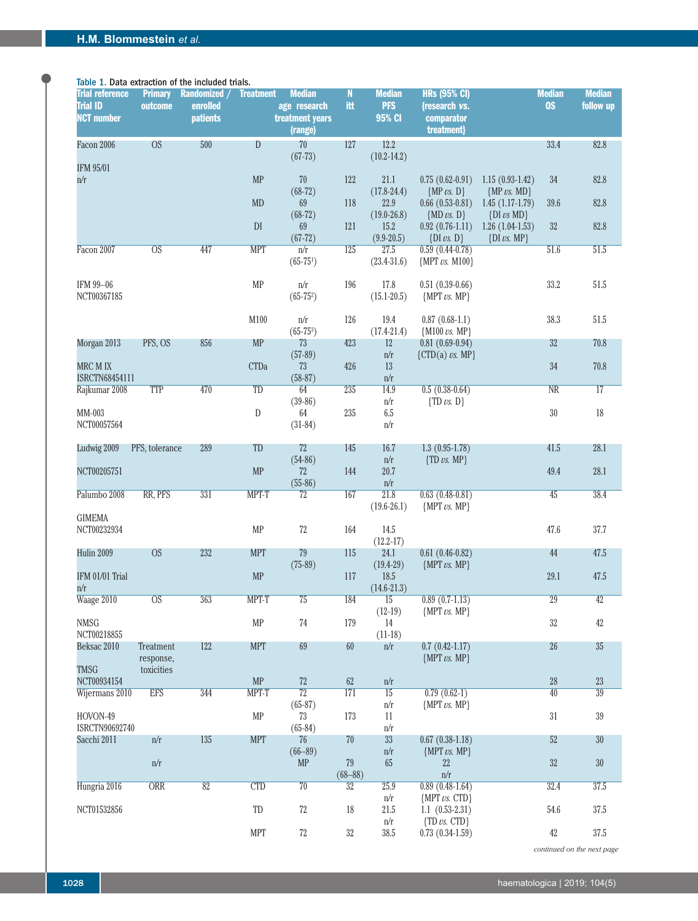Table 1. Data extraction of the included trials.

| Trial reference Trial ID NCT number | Primary outcome | Randomized / enrolled patients | Treatment | Median age research treatment years (range) | N itt | Median PFS 95% CI | HRs (95% CI) (research vs. comparator treatment) | | Median OS | Median follow up |
|---|---|---|---|---|---|---|---|---|---|---|
| Facon 2006 | OS | 500 | D | 70 (67-73) | 127 | 12.2 (10.2-14.2) | | | 33.4 | 82.8 |
| IFM 95/01 n/r | | | MP | 70 (68-72) | 122 | 21.1 (17.8-24.4) | 0.75 (0.62-0.91) {MP *vs.* D} | 1.15 (0.93-1.42) {MP *vs.* MD} | 34 | 82.8 |
| | | | MD | 69 (68-72) | 118 | 22.9 (19.0-26.8) | 0.66 (0.53-0.81) {MD *vs.* D} | 1.45 (1.17-1.79) {DI *vs* MD} | 39.6 | 82.8 |
| | | | DI | 69 (67-72) | 121 | 15.2 (9.9-20.5) | 0.92 (0.76-1.11) {DI *vs.* D} | 1.26 (1.04-1.53) {DI *vs.* MP} | 32 | 82.8 |
| Facon 2007 | OS | 447 | MPT | n/r (65-75[1]) | 125 | 27.5 (23.4-31.6) | 0.59 (0.44-0.78) {MPT *vs.* M100} | | 51.6 | 51.5 |
| IFM 99–06 NCT00367185 | | | MP | n/r (65-75[2]) | 196 | 17.8 (15.1-20.5) | 0.51 (0.39-0.66) {MPT *vs.* MP} | | 33.2 | 51.5 |
| | | | M100 | n/r (65-75[3]) | 126 | 19.4 (17.4-21.4) | 0.87 (0.68-1.1) {M100 *vs.* MP} | | 38.3 | 51.5 |
| Morgan 2013 | PFS, OS | 856 | MP | 73 (57-89) | 423 | 12 n/r | 0.81 (0.69-0.94) {CTD(a) *vs.* MP} | | 32 | 70.8 |
| MRC M IX ISRCTN68454111 | | | CTDa | 73 (58-87) | 426 | 13 n/r | | | 34 | 70.8 |
| Rajkumar 2008 | TTP | 470 | TD | 64 (39-86) | 235 | 14.9 n/r | 0.5 (0.38-0.64) {TD *vs.* D} | | NR | 17 |
| MM-003 NCT00057564 | | | D | 64 (31-84) | 235 | 6.5 n/r | | | 30 | 18 |
| Ludwig 2009 | PFS, tolerance | 289 | TD | 72 (54-86) | 145 | 16.7 n/r | 1.3 (0.95-1.78) {TD *vs.* MP} | | 41.5 | 28.1 |
| NCT00205751 | | | MP | 72 (55-86) | 144 | 20.7 n/r | | | 49.4 | 28.1 |
| Palumbo 2008 | RR, PFS | 331 | MPT-T | 72 | 167 | 21.8 (19.6-26.1) | 0.63 (0.48-0.81) {MPT *vs.* MP} | | 45 | 38.4 |
| GIMEMA NCT00232934 | | | MP | 72 | 164 | 14.5 (12.2-17) | | | 47.6 | 37.7 |
| Hulin 2009 | OS | 232 | MPT | 79 (75-89) | 115 | 24.1 (19.4-29) | 0.61 (0.46-0.82) {MPT *vs.* MP} | | 44 | 47.5 |
| IFM 01/01 Trial n/r | | | MP | | 117 | 18.5 (14.6-21.3) | | | 29.1 | 47.5 |
| Waage 2010 | OS | 363 | MPT-T | 75 | 184 | 15 (12-19) | 0.89 (0.7-1.13) {MPT *vs.* MP} | | 29 | 42 |
| NMSG NCT00218855 | | | MP | 74 | 179 | 14 (11-18) | | | 32 | 42 |
| Beksac 2010 | Treatment response, toxicities | 122 | MPT | 69 | 60 | n/r | 0.7 (0.42-1.17) {MPT *vs.* MP} | | 26 | 35 |
| TMSG NCT00934154 | | | MP | 72 | 62 | n/r | | | 28 | 23 |
| Wijermans 2010 | EFS | 344 | MPT-T | 72 (65-87) | 171 | 15 n/r | 0.79 (0.62-1) {MPT *vs.* MP} | | 40 | 39 |
| HOVON-49 ISRCTN90692740 | | | MP | 73 (65-84) | 173 | 11 n/r | | | 31 | 39 |
| Sacchi 2011 | n/r | 135 | MPT | 76 (66–89) | 70 | 33 n/r | 0.67 (0.38-1.18) {MPT *vs.* MP} | | 52 | 30 |
| | n/r | | MP | 79 (68–88) | 65 | 22 n/r | | | 32 | 30 |
| Hungria 2016 | ORR | 82 | CTD | 70 | 32 | 25.9 n/r | 0.89 (0.48-1.64) {MPT *vs.* CTD} | | 32.4 | 37.5 |
| NCT01532856 | | | TD | 72 | 18 | 21.5 n/r | 1.1 (0.53-2.31) {TD *vs.* CTD} | | 54.6 | 37.5 |
| | | | MPT | 72 | 32 | 38.5 | 0.73 (0.34-1.59) | | 42 | 37.5 |

*continued on the next page*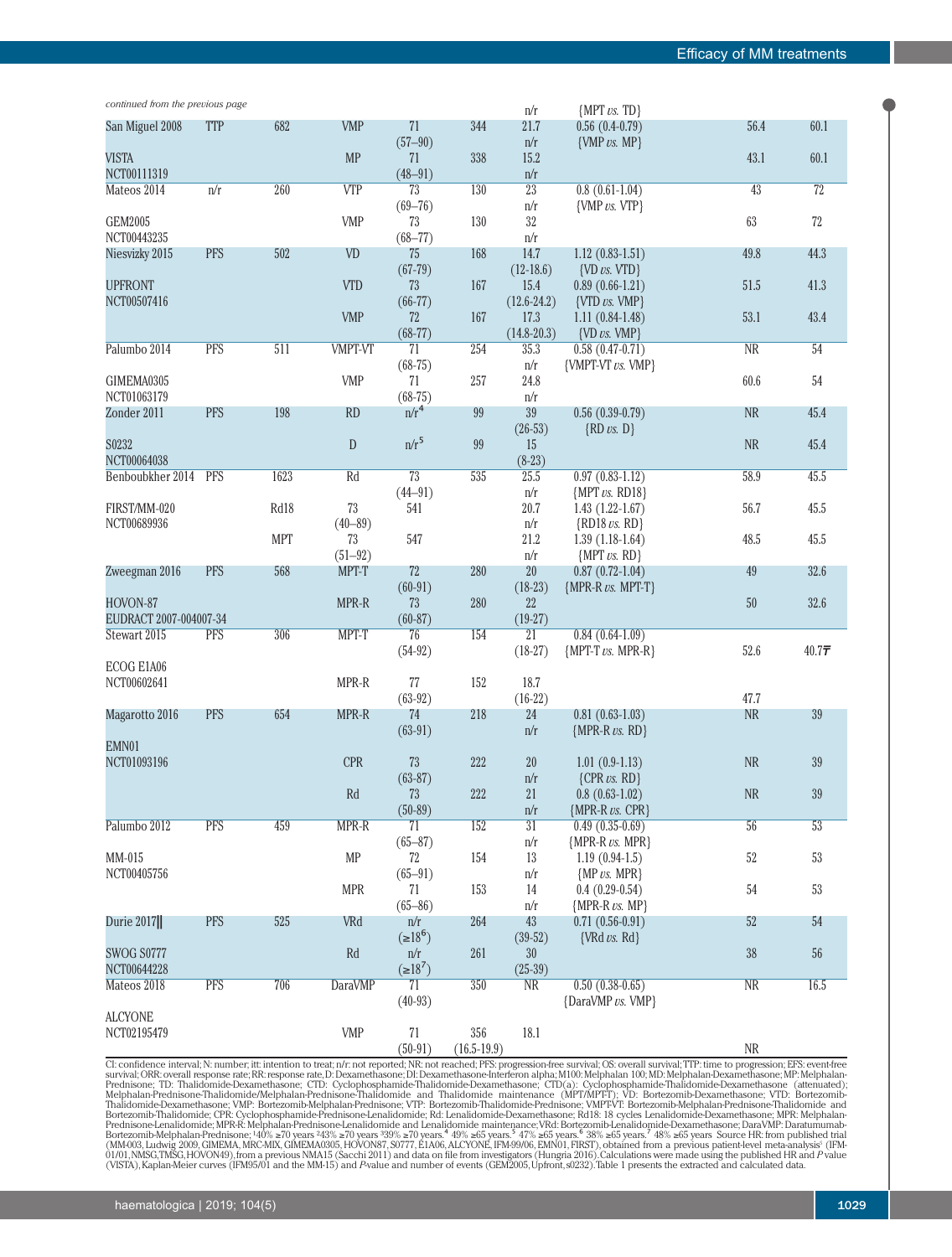*continued from the previous page*

| | | | | | | | | | |
|---|---|---|---|---|---|---|---|---|---|
| | | | | | | n/r | {MPT *vs.* TD} | | |
| San Miguel 2008 | TTP | 682 | VMP | 71 (57–90) | 344 | 21.7 n/r | 0.56 (0.4-0.79) {VMP *vs.* MP} | 56.4 | 60.1 |
| VISTA NCT00111319 | | | MP | 71 (48–91) | 338 | 15.2 n/r | | 43.1 | 60.1 |
| Mateos 2014 | n/r | 260 | VTP | 73 (69–76) | 130 | 23 n/r | 0.8 (0.61-1.04) {VMP *vs.* VTP} | 43 | 72 |
| GEM2005 NCT00443235 | | | VMP | 73 (68–77) | 130 | 32 n/r | | 63 | 72 |
| Niesvizky 2015 | PFS | 502 | VD | 75 (67-79) | 168 | 14.7 (12-18.6) | 1.12 (0.83-1.51) {VD *vs.* VTD} | 49.8 | 44.3 |
| UPFRONT NCT00507416 | | | VTD | 73 (66-77) | 167 | 15.4 (12.6-24.2) | 0.89 (0.66-1.21) {VTD *vs.* VMP} | 51.5 | 41.3 |
| | | | VMP | 72 (68-77) | 167 | 17.3 (14.8-20.3) | 1.11 (0.84-1.48) {VD *vs.* VMP} | 53.1 | 43.4 |
| Palumbo 2014 | PFS | 511 | VMPT-VT | 71 (68-75) | 254 | 35.3 n/r | 0.58 (0.47-0.71) {VMPT-VT *vs.* VMP} | NR | 54 |
| GIMEMA0305 NCT01063179 | | | VMP | 71 (68-75) | 257 | 24.8 n/r | | 60.6 | 54 |
| Zonder 2011 | PFS | 198 | RD | n/r[4] | 99 | 39 (26-53) | 0.56 (0.39-0.79) {RD *vs.* D} | NR | 45.4 |
| S0232 NCT00064038 | | | D | n/r[5] | 99 | 15 (8-23) | | NR | 45.4 |
| Benboubkher 2014 | PFS | 1623 | Rd | 73 (44–91) | 535 | 25.5 n/r | 0.97 (0.83-1.12) {MPT *vs.* RD18} | 58.9 | 45.5 |
| FIRST/MM-020 NCT00689936 | | | Rd18 | 73 (40–89) | 541 | 20.7 n/r | 1.43 (1.22-1.67) {RD18 *vs.* RD} | 56.7 | 45.5 |
| | | | MPT | 73 (51–92) | 547 | 21.2 n/r | 1.39 (1.18-1.64) {MPT *vs.* RD} | 48.5 | 45.5 |
| Zweegman 2016 | PFS | 568 | MPT-T | 72 (60-91) | 280 | 20 (18-23) | 0.87 (0.72-1.04) {MPR-R *vs.* MPT-T} | 49 | 32.6 |
| HOVON-87 EUDRACT 2007-004007-34 | | | MPR-R | 73 (60-87) | 280 | 22 (19-27) | | 50 | 32.6 |
| Stewart 2015 | PFS | 306 | MPT-T | 76 (54-92) | 154 | 21 (18-27) | 0.84 (0.64-1.09) {MPT-T *vs.* MPR-R} | 52.6 | 40.7₸ |
| ECOG E1A06 NCT00602641 | | | MPR-R | 77 (63-92) | 152 | 18.7 (16-22) | | 47.7 | |
| Magarotto 2016 | PFS | 654 | MPR-R | 74 (63-91) | 218 | 24 n/r | 0.81 (0.63-1.03) {MPR-R *vs.* RD} | NR | 39 |
| EMN01 NCT01093196 | | | CPR | 73 (63-87) | 222 | 20 n/r | 1.01 (0.9-1.13) {CPR *vs.* RD} | NR | 39 |
| | | | Rd | 73 (50-89) | 222 | 21 n/r | 0.8 (0.63-1.02) {MPR-R *vs.* CPR} | NR | 39 |
| Palumbo 2012 | PFS | 459 | MPR-R | 71 (65–87) | 152 | 31 n/r | 0.49 (0.35-0.69) {MPR-R *vs.* MPR} | 56 | 53 |
| MM-015 NCT00405756 | | | MP | 72 (65–91) | 154 | 13 n/r | 1.19 (0.94-1.5) {MP *vs.* MPR} | 52 | 53 |
| | | | MPR | 71 (65–86) | 153 | 14 n/r | 0.4 (0.29-0.54) {MPR-R *vs.* MP} | 54 | 53 |
| Durie 2017‖ | PFS | 525 | VRd | n/r (≥18[6]) | 264 | 43 (39-52) | 0.71 (0.56-0.91) {VRd *vs.* Rd} | 52 | 54 |
| SWOG S0777 NCT00644228 | | | Rd | n/r (≥18[7]) | 261 | 30 (25-39) | | 38 | 56 |
| Mateos 2018 | PFS | 706 | DaraVMP | 71 (40-93) | 350 | NR | 0.50 (0.38-0.65) {DaraVMP *vs.* VMP} | NR | 16.5 |
| ALCYONE NCT02195479 | | | VMP | 71 (50-91) | 356 | 18.1 (16.5-19.9) | | NR | |

CI: confidence interval; N: number; itt: intention to treat; n/r: not reported; NR: not reached; PFS: progression-free survival; OS: overall survival; TTP: time to progression; EFS: event-free survival; ORR: overall response rate; RR: response rate, D: Dexamethasone; DI: Dexamethasone-Interferon alpha; M100: Melphalan 100; MD: Melphalan-Dexamethasone; MP: Melphalan-Prednisone; TD: Thalidomide-Dexamethasone; CTD: Cyclophosphamide-Thalidomide-Dexamethasone; CTD(a): Cyclophosphamide-Thalidomide-Dexamethasone (attenuated); Melphalan-Prednisone-Thalidomide/Melphalan-Prednisone-Thalidomide and Thalidomide maintenance (MPT/MPT-T); VD: Bortezomib-Dexamethasone; VTD: Bortezomib-Thalidomide-Dexamethasone; VMP: Bortezomib-Melphalan-Prednisone; VTP: Bortezomib-Thalidomide-Prednisone; VMPT-VT: Bortezomib-Melphalan-Prednisone-Thalidomide and Bortezomib-Thalidomide; CPR: Cyclophosphamide-Prednisone-Lenalidomide; Rd: Lenalidomide-Dexamethasone; Rd18: 18 cycles Lenalidomide-Dexamethasone; MPR: Melphalan-Prednisone-Lenalidomide; MPR-R: Melphalan-Prednisone-Lenalidomide and Lenalidomide maintenance; VRd: Bortezomib-Lenalidomide-Dexamethasone; DaraVMP: Daratumumab-Bortezomib-Melphalan-Prednisone; [1]40% ≥70 years [2]43% ≥70 years [3]39% ≥70 years.[4] 49% ≥65 years.[5] 47% ≥65 years.[6] 38% ≥65 years.[7] 48% ≥65 years Source HR: from published trial (MM-003, Ludwig 2009, GIMEMA, MRC-MIX, GIMEMA0305, HOVON87, S0777, E1A06, ALCYONE, IFM-99/06, EMN01, FIRST), obtained from a previous patient-level meta-analysis[5] (IFM-01/01, NMSG, TMSG, HOVON49), from a previous NMA15 (Sacchi 2011) and data on file from investigators (Hungria 2016). Calculations were made using the published HR and *P* value (VISTA), Kaplan-Meier curves (IFM95/01 and the MM-15) and *P*-value and number of events (GEM2005, Upfront, s0232). Table 1 presents the extracted and calculated data.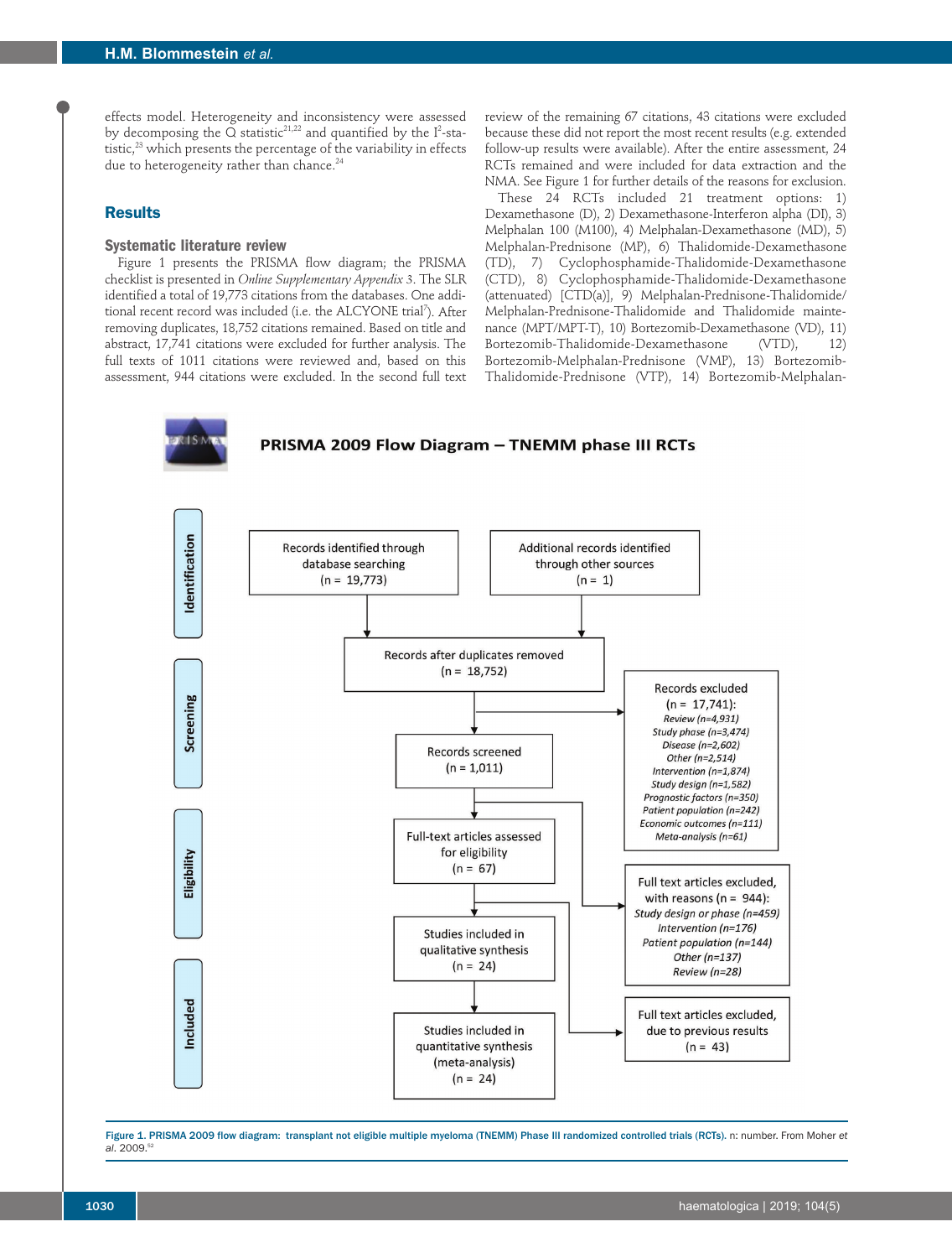effects model. Heterogeneity and inconsistency were assessed by decomposing the Q statistic[21,22] and quantified by the $I^2$-statistic,[23] which presents the percentage of the variability in effects due to heterogeneity rather than chance.[24]

## Results

### Systematic literature review

Figure 1 presents the PRISMA flow diagram; the PRISMA checklist is presented in *Online Supplementary Appendix* 3. The SLR identified a total of 19,773 citations from the databases. One additional recent record was included (i.e. the ALCYONE trial[7]). After removing duplicates, 18,752 citations remained. Based on title and abstract, 17,741 citations were excluded for further analysis. The full texts of 1011 citations were reviewed and, based on this assessment, 944 citations were excluded. In the second full text review of the remaining 67 citations, 43 citations were excluded because these did not report the most recent results (e.g. extended follow-up results were available). After the entire assessment, 24 RCTs remained and were included for data extraction and the NMA. See Figure 1 for further details of the reasons for exclusion.

These 24 RCTs included 21 treatment options: 1) Dexamethasone (D), 2) Dexamethasone-Interferon alpha (DI), 3) Melphalan 100 (M100), 4) Melphalan-Dexamethasone (MD), 5) Melphalan-Prednisone (MP), 6) Thalidomide-Dexamethasone (TD), 7) Cyclophosphamide-Thalidomide-Dexamethasone (CTD), 8) Cyclophosphamide-Thalidomide-Dexamethasone (attenuated) [CTD(a)], 9) Melphalan-Prednisone-Thalidomide/Melphalan-Prednisone-Thalidomide and Thalidomide maintenance (MPT/MPT-T), 10) Bortezomib-Dexamethasone (VD), 11) Bortezomib-Thalidomide-Dexamethasone (VTD), 12) Bortezomib-Melphalan-Prednisone (VMP), 13) Bortezomib-Thalidomide-Prednisone (VTP), 14) Bortezomib-Melphalan-

**PRISMA 2009 Flow Diagram – TNEMM phase III RCTs**

**Identification**
- Records identified through database searching (n = 19,773)
- Additional records identified through other sources (n = 1)

**Screening**
- Records after duplicates removed (n = 18,752)
- Records screened (n = 1,011)
- Records excluded (n = 17,741): *Review (n=4,931); Study phase (n=3,474); Disease (n=2,602); Other (n=2,514); Intervention (n=1,874); Study design (n=1,582); Prognostic factors (n=350); Patient population (n=242); Economic outcomes (n=111); Meta-analysis (n=61)*

**Eligibility**
- Full-text articles assessed for eligibility (n = 67)
- Full text articles excluded, with reasons (n = 944): *Study design or phase (n=459); Intervention (n=176); Patient population (n=144); Other (n=137); Review (n=28)*
- Full text articles excluded, due to previous results (n = 43)

**Included**
- Studies included in qualitative synthesis (n = 24)
- Studies included in quantitative synthesis (meta-analysis) (n = 24)

**Figure 1. PRISMA 2009 flow diagram: transplant not eligible multiple myeloma (TNEMM) Phase III randomized controlled trials (RCTs).** n: number. From Moher *et al.* 2009.[52]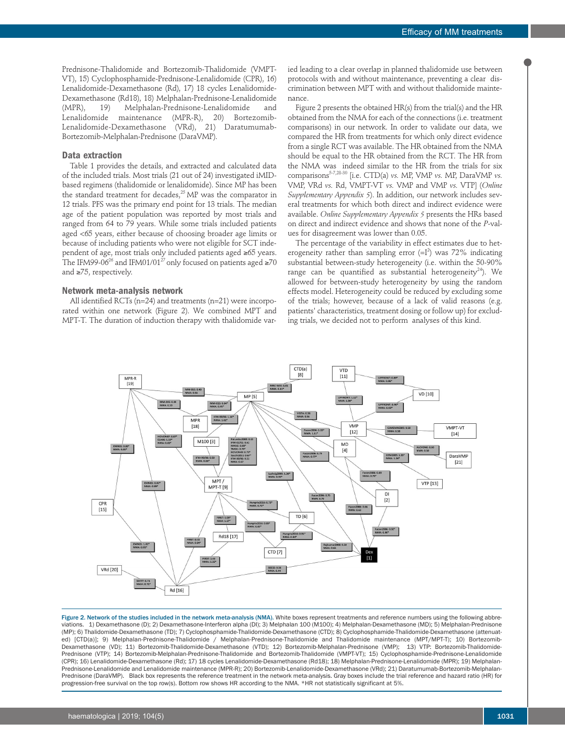Prednisone-Thalidomide and Bortezomib-Thalidomide (VMPT-VT), 15) Cyclophosphamide-Prednisone-Lenalidomide (CPR), 16) Lenalidomide-Dexamethasone (Rd), 17) 18 cycles Lenalidomide-Dexamethasone (Rd18), 18) Melphalan-Prednisone-Lenalidomide (MPR), 19) Melphalan-Prednisone-Lenalidomide and Lenalidomide maintenance (MPR-R), 20) Bortezomib-Lenalidomide-Dexamethasone (VRd), 21) Daratumumab-Bortezomib-Melphalan-Prednisone (DaraVMP).

### Data extraction

Table 1 provides the details, and extracted and calculated data of the included trials. Most trials (21 out of 24) investigated iMID-based regimens (thalidomide or lenalidomide). Since MP has been the standard treatment for decades,[25] MP was the comparator in 12 trials. PFS was the primary end point for 13 trials. The median age of the patient population was reported by most trials and ranged from 64 to 79 years. While some trials included patients aged <65 years, either because of choosing broader age limits or because of including patients who were not eligible for SCT independent of age, most trials only included patients aged ≥65 years. The IFM99-06[26] and IFM01/01[27] only focused on patients aged ≥70 and ≥75, respectively.

### Network meta-analysis network

All identified RCTs (n=24) and treatments (n=21) were incorporated within one network (Figure 2). We combined MPT and MPT-T. The duration of induction therapy with thalidomide varied leading to a clear overlap in planned thalidomide use between protocols with and without maintenance, preventing a clear discrimination between MPT with and without thalidomide maintenance.

Figure 2 presents the obtained HR(s) from the trial(s) and the HR obtained from the NMA for each of the connections (i.e. treatment comparisons) in our network. In order to validate our data, we compared the HR from treatments for which only direct evidence from a single RCT was available. The HR obtained from the NMA should be equal to the HR obtained from the RCT. The HR from the NMA was indeed similar to the HR from the trials for six comparisons[5-7,28-30] [i.e. CTD(a) *vs.* MP, VMP *vs.* MP, DaraVMP *vs.* VMP, VRd *vs.* Rd, VMPT-VT *vs.* VMP and VMP *vs.* VTP] (*Online Supplementary Appendix 5*). In addition, our network includes several treatments for which both direct and indirect evidence were available. *Online Supplementary Appendix 5* presents the HRs based on direct and indirect evidence and shows that none of the *P*-values for disagreement was lower than 0.05.

The percentage of the variability in effect estimates due to heterogeneity rather than sampling error (=$I^2$) was 72% indicating substantial between-study heterogeneity (i.e. within the 50-90% range can be quantified as substantial heterogeneity[24]). We allowed for between-study heterogeneity by using the random effects model. Heterogeneity could be reduced by excluding some of the trials; however, because of a lack of valid reasons (e.g. patients' characteristics, treatment dosing or follow up) for excluding trials, we decided not to perform analyses of this kind.

**Figure 2. Network of the studies included in the network meta-analysis (NMA).** White boxes represent treatments and reference numbers using the following abbreviations. 1) Dexamethasone (D); 2) Dexamethasone-Interferon alpha (DI); 3) Melphalan 100 (M100); 4) Melphalan-Dexamethasone (MD); 5) Melphalan-Prednisone (MP); 6) Thalidomide-Dexamethasone (TD); 7) Cyclophosphamide-Thalidomide-Dexamethasone (CTD); 8) Cyclophosphamide-Thalidomide-Dexamethasone (attenuated) [CTD(a)]; 9) Melphalan-Prednisone-Thalidomide / Melphalan-Prednisone-Thalidomide and Thalidomide maintenance (MPT/MPT-T); 10) Bortezomib-Dexamethasone (VD); 11) Bortezomib-Thalidomide-Dexamethasone (VTD); 12) Bortezomib-Melphalan-Prednisone (VMP); 13) VTP: Bortezomib-Thalidomide-Prednisone (VTP); 14) Bortezomib-Melphalan-Prednisone-Thalidomide and Bortezomib-Thalidomide (VMPT-VT); 15) Cyclophosphamide-Prednisone-Lenalidomide (CPR); 16) Lenalidomide-Dexamethasone (Rd); 17) 18 cycles Lenalidomide-Dexamethasone (Rd18); 18) Melphalan-Prednisone-Lenalidomide (MPR); 19) Melphalan-Prednisone-Lenalidomide and Lenalidomide maintenance (MPR-R); 20) Bortezomib-Lenalidomide-Dexamethasone (VRd); 21) Daratumumab-Bortezomib-Melphalan-Prednisone (DaraVMP). Black box represents the reference treatment in the network meta-analysis. Gray boxes include the trial reference and hazard ratio (HR) for progression-free survival on the top row(s). Bottom row shows HR according to the NMA. *HR not statistically significant at 5%.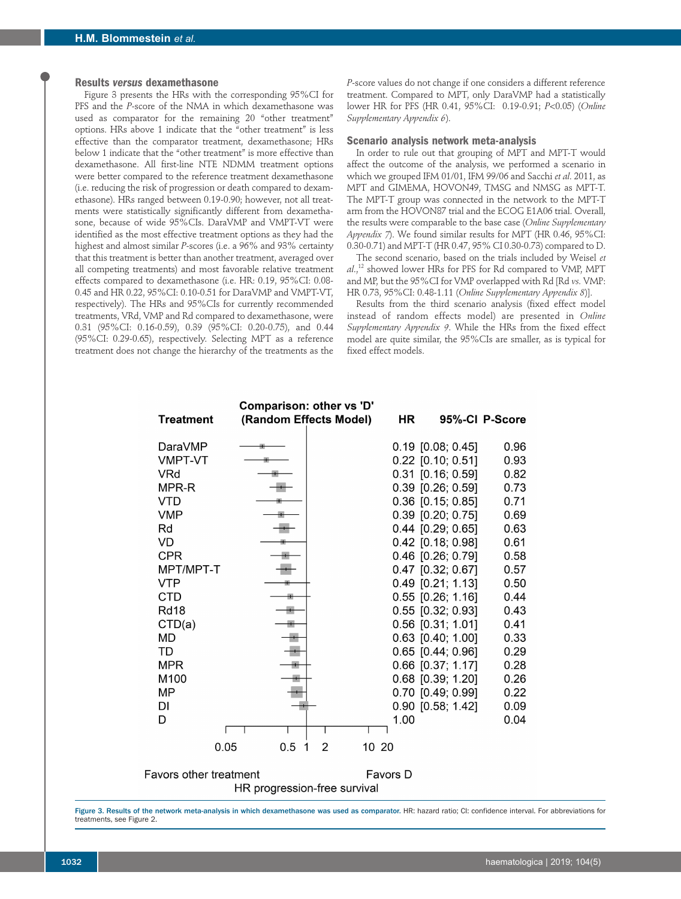### Results *versus* dexamethasone

Figure 3 presents the HRs with the corresponding 95%CI for PFS and the *P*-score of the NMA in which dexamethasone was used as comparator for the remaining 20 "other treatment" options. HRs above 1 indicate that the "other treatment" is less effective than the comparator treatment, dexamethasone; HRs below 1 indicate that the "other treatment" is more effective than dexamethasone. All first-line NTE NDMM treatment options were better compared to the reference treatment dexamethasone (i.e. reducing the risk of progression or death compared to dexamethasone). HRs ranged between 0.19-0.90; however, not all treatments were statistically significantly different from dexamethasone, because of wide 95%CIs. DaraVMP and VMPT-VT were identified as the most effective treatment options as they had the highest and almost similar *P*-scores (i.e. a 96% and 93% certainty that this treatment is better than another treatment, averaged over all competing treatments) and most favorable relative treatment effects compared to dexamethasone (i.e. HR: 0.19, 95%CI: 0.08-0.45 and HR 0.22, 95%CI: 0.10-0.51 for DaraVMP and VMPT-VT, respectively). The HRs and 95%CIs for currently recommended treatments, VRd, VMP and Rd compared to dexamethasone, were 0.31 (95%CI: 0.16-0.59), 0.39 (95%CI: 0.20-0.75), and 0.44 (95%CI: 0.29-0.65), respectively. Selecting MPT as a reference treatment does not change the hierarchy of the treatments as the *P*-score values do not change if one considers a different reference treatment. Compared to MPT, only DaraVMP had a statistically lower HR for PFS (HR 0.41, 95%CI: 0.19-0.91; $P<0.05$) (*Online Supplementary Appendix 6*).

### Scenario analysis network meta-analysis

In order to rule out that grouping of MPT and MPT-T would affect the outcome of the analysis, we performed a scenario in which we grouped IFM 01/01, IFM 99/06 and Sacchi *et al.* 2011, as MPT and GIMEMA, HOVON49, TMSG and NMSG as MPT-T. The MPT-T group was connected in the network to the MPT-T arm from the HOVON87 trial and the ECOG E1A06 trial. Overall, the results were comparable to the base case (*Online Supplementary Appendix 7*). We found similar results for MPT (HR 0.46, 95%CI: 0.30-0.71) and MPT-T (HR 0.47, 95% CI 0.30-0.73) compared to D.

The second scenario, based on the trials included by Weisel *et al.*,[12] showed lower HRs for PFS for Rd compared to VMP, MPT and MP, but the 95%CI for VMP overlapped with Rd [Rd *vs.* VMP: HR 0.73, 95%CI: 0.48-1.11 (*Online Supplementary Appendix 8*)].

Results from the third scenario analysis (fixed effect model instead of random effects model) are presented in *Online Supplementary Appendix 9*. While the HRs from the fixed effect model are quite similar, the 95%CIs are smaller, as is typical for fixed effect models.

Comparison: other vs 'D' (Random Effects Model)

| Treatment | HR | 95%-CI | P-Score |
|---|---|---|---|
| DaraVMP | 0.19 | [0.08; 0.45] | 0.96 |
| VMPT-VT | 0.22 | [0.10; 0.51] | 0.93 |
| VRd | 0.31 | [0.16; 0.59] | 0.82 |
| MPR-R | 0.39 | [0.26; 0.59] | 0.73 |
| VTD | 0.36 | [0.15; 0.85] | 0.71 |
| VMP | 0.39 | [0.20; 0.75] | 0.69 |
| Rd | 0.44 | [0.29; 0.65] | 0.63 |
| VD | 0.42 | [0.18; 0.98] | 0.61 |
| CPR | 0.46 | [0.26; 0.79] | 0.58 |
| MPT/MPT-T | 0.47 | [0.32; 0.67] | 0.57 |
| VTP | 0.49 | [0.21; 1.13] | 0.50 |
| CTD | 0.55 | [0.26; 1.16] | 0.44 |
| Rd18 | 0.55 | [0.32; 0.93] | 0.43 |
| CTD(a) | 0.56 | [0.31; 1.01] | 0.41 |
| MD | 0.63 | [0.40; 1.00] | 0.33 |
| TD | 0.65 | [0.44; 0.96] | 0.29 |
| MPR | 0.66 | [0.37; 1.17] | 0.28 |
| M100 | 0.68 | [0.39; 1.20] | 0.26 |
| MP | 0.70 | [0.49; 0.99] | 0.22 |
| DI | 0.90 | [0.58; 1.42] | 0.09 |
| D | 1.00 | | 0.04 |

Favors other treatment — Favors D

HR progression-free survival

Figure 3. Results of the network meta-analysis in which dexamethasone was used as comparator. HR: hazard ratio; CI: confidence interval. For abbreviations for treatments, see Figure 2.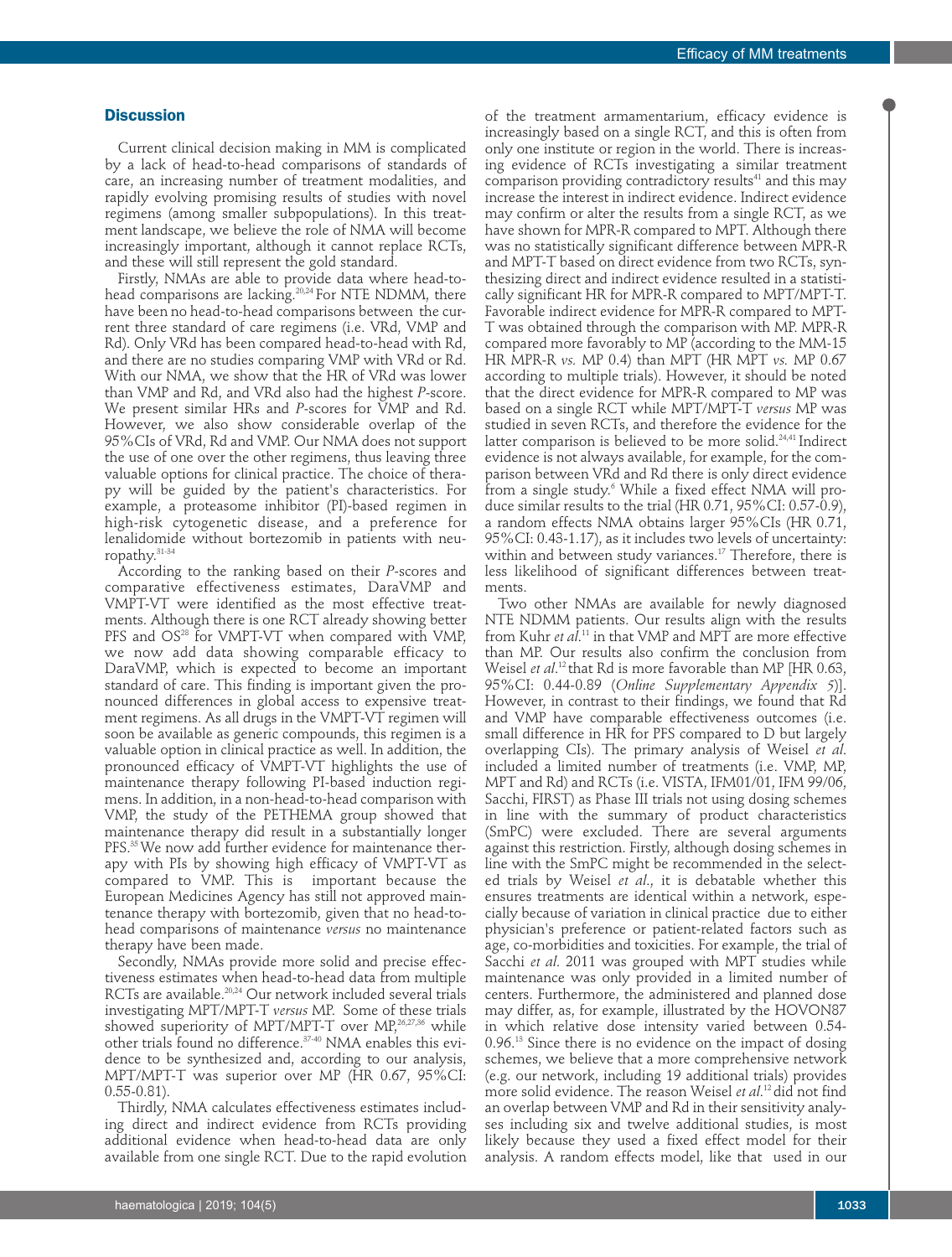## Discussion

Current clinical decision making in MM is complicated by a lack of head-to-head comparisons of standards of care, an increasing number of treatment modalities, and rapidly evolving promising results of studies with novel regimens (among smaller subpopulations). In this treatment landscape, we believe the role of NMA will become increasingly important, although it cannot replace RCTs, and these will still represent the gold standard.

Firstly, NMAs are able to provide data where head-to-head comparisons are lacking.[20,24] For NTE NDMM, there have been no head-to-head comparisons between the current three standard of care regimens (i.e. VRd, VMP and Rd). Only VRd has been compared head-to-head with Rd, and there are no studies comparing VMP with VRd or Rd. With our NMA, we show that the HR of VRd was lower than VMP and Rd, and VRd also had the highest *P*-score. We present similar HRs and *P*-scores for VMP and Rd. However, we also show considerable overlap of the 95%CIs of VRd, Rd and VMP. Our NMA does not support the use of one over the other regimens, thus leaving three valuable options for clinical practice. The choice of therapy will be guided by the patient's characteristics. For example, a proteasome inhibitor (PI)-based regimen in high-risk cytogenetic disease, and a preference for lenalidomide without bortezomib in patients with neuropathy.[31-34]

According to the ranking based on their *P*-scores and comparative effectiveness estimates, DaraVMP and VMPT-VT were identified as the most effective treatments. Although there is one RCT already showing better PFS and OS[28] for VMPT-VT when compared with VMP, we now add data showing comparable efficacy to DaraVMP, which is expected to become an important standard of care. This finding is important given the pronounced differences in global access to expensive treatment regimens. As all drugs in the VMPT-VT regimen will soon be available as generic compounds, this regimen is a valuable option in clinical practice as well. In addition, the pronounced efficacy of VMPT-VT highlights the use of maintenance therapy following PI-based induction regimens. In addition, in a non-head-to-head comparison with VMP, the study of the PETHEMA group showed that maintenance therapy did result in a substantially longer PFS.[35] We now add further evidence for maintenance therapy with PIs by showing high efficacy of VMPT-VT as compared to VMP. This is important because the European Medicines Agency has still not approved maintenance therapy with bortezomib, given that no head-to-head comparisons of maintenance *versus* no maintenance therapy have been made.

Secondly, NMAs provide more solid and precise effectiveness estimates when head-to-head data from multiple RCTs are available.[20,24] Our network included several trials investigating MPT/MPT-T *versus* MP. Some of these trials showed superiority of MPT/MPT-T over MP,[26,27,36] while other trials found no difference.[37-40] NMA enables this evidence to be synthesized and, according to our analysis, MPT/MPT-T was superior over MP (HR 0.67, 95%CI: 0.55-0.81).

Thirdly, NMA calculates effectiveness estimates including direct and indirect evidence from RCTs providing additional evidence when head-to-head data are only available from one single RCT. Due to the rapid evolution of the treatment armamentarium, efficacy evidence is increasingly based on a single RCT, and this is often from only one institute or region in the world. There is increasing evidence of RCTs investigating a similar treatment comparison providing contradictory results[41] and this may increase the interest in indirect evidence. Indirect evidence may confirm or alter the results from a single RCT, as we have shown for MPR-R compared to MPT. Although there was no statistically significant difference between MPR-R and MPT-T based on direct evidence from two RCTs, synthesizing direct and indirect evidence resulted in a statistically significant HR for MPR-R compared to MPT/MPT-T. Favorable indirect evidence for MPR-R compared to MPT-T was obtained through the comparison with MP. MPR-R compared more favorably to MP (according to the MM-15 HR MPR-R *vs.* MP 0.4) than MPT (HR MPT *vs.* MP 0.67 according to multiple trials). However, it should be noted that the direct evidence for MPR-R compared to MP was based on a single RCT while MPT/MPT-T *versus* MP was studied in seven RCTs, and therefore the evidence for the latter comparison is believed to be more solid.[24,41] Indirect evidence is not always available, for example, for the comparison between VRd and Rd there is only direct evidence from a single study.[6] While a fixed effect NMA will produce similar results to the trial (HR 0.71, 95%CI: 0.57-0.9), a random effects NMA obtains larger 95%CIs (HR 0.71, 95%CI: 0.43-1.17), as it includes two levels of uncertainty: within and between study variances.[17] Therefore, there is less likelihood of significant differences between treatments.

Two other NMAs are available for newly diagnosed NTE NDMM patients. Our results align with the results from Kuhr *et al.*[11] in that VMP and MPT are more effective than MP. Our results also confirm the conclusion from Weisel *et al.*[12] that Rd is more favorable than MP [HR 0.63, 95%CI: 0.44-0.89 (*Online Supplementary Appendix 5*)]. However, in contrast to their findings, we found that Rd and VMP have comparable effectiveness outcomes (i.e. small difference in HR for PFS compared to D but largely overlapping CIs). The primary analysis of Weisel *et al.* included a limited number of treatments (i.e. VMP, MP, MPT and Rd) and RCTs (i.e. VISTA, IFM01/01, IFM 99/06, Sacchi, FIRST) as Phase III trials not using dosing schemes in line with the summary of product characteristics (SmPC) were excluded. There are several arguments against this restriction. Firstly, although dosing schemes in line with the SmPC might be recommended in the selected trials by Weisel *et al.*, it is debatable whether this ensures treatments are identical within a network, especially because of variation in clinical practice due to either physician's preference or patient-related factors such as age, co-morbidities and toxicities. For example, the trial of Sacchi *et al.* 2011 was grouped with MPT studies while maintenance was only provided in a limited number of centers. Furthermore, the administered and planned dose may differ, as, for example, illustrated by the HOVON87 in which relative dose intensity varied between 0.54-0.96.[13] Since there is no evidence on the impact of dosing schemes, we believe that a more comprehensive network (e.g. our network, including 19 additional trials) provides more solid evidence. The reason Weisel *et al.*[12] did not find an overlap between VMP and Rd in their sensitivity analyses including six and twelve additional studies, is most likely because they used a fixed effect model for their analysis. A random effects model, like that used in our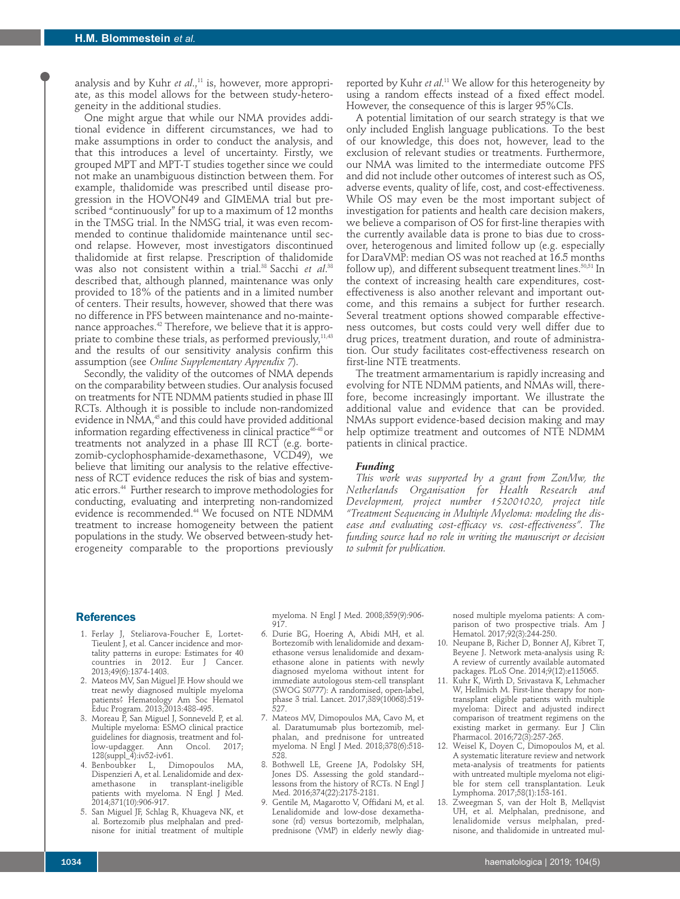analysis and by Kuhr *et al*.,[11] is, however, more appropriate, as this model allows for the between study-heterogeneity in the additional studies.

One might argue that while our NMA provides additional evidence in different circumstances, we had to make assumptions in order to conduct the analysis, and that this introduces a level of uncertainty. Firstly, we grouped MPT and MPT-T studies together since we could not make an unambiguous distinction between them. For example, thalidomide was prescribed until disease progression in the HOVON49 and GIMEMA trial but prescribed "continuously" for up to a maximum of 12 months in the TMSG trial. In the NMSG trial, it was even recommended to continue thalidomide maintenance until second relapse. However, most investigators discontinued thalidomide at first relapse. Prescription of thalidomide was also not consistent within a trial.[38] Sacchi *et al*.[38] described that, although planned, maintenance was only provided to 18% of the patients and in a limited number of centers. Their results, however, showed that there was no difference in PFS between maintenance and no-maintenance approaches.[42] Therefore, we believe that it is appropriate to combine these trials, as performed previously,[11,43] and the results of our sensitivity analysis confirm this assumption (see *Online Supplementary Appendix 7*).

Secondly, the validity of the outcomes of NMA depends on the comparability between studies. Our analysis focused on treatments for NTE NDMM patients studied in phase III RCTs. Although it is possible to include non-randomized evidence in NMA,[45] and this could have provided additional information regarding effectiveness in clinical practice[46-48] or treatments not analyzed in a phase III RCT (e.g. bortezomib-cyclophosphamide-dexamethasone, VCD49), we believe that limiting our analysis to the relative effectiveness of RCT evidence reduces the risk of bias and systematic errors.[44] Further research to improve methodologies for conducting, evaluating and interpreting non-randomized evidence is recommended.[44] We focused on NTE NDMM treatment to increase homogeneity between the patient populations in the study. We observed between-study heterogeneity comparable to the proportions previously reported by Kuhr *et al*.[11] We allow for this heterogeneity by using a random effects instead of a fixed effect model. However, the consequence of this is larger 95%CIs.

A potential limitation of our search strategy is that we only included English language publications. To the best of our knowledge, this does not, however, lead to the exclusion of relevant studies or treatments. Furthermore, our NMA was limited to the intermediate outcome PFS and did not include other outcomes of interest such as OS, adverse events, quality of life, cost, and cost-effectiveness. While OS may even be the most important subject of investigation for patients and health care decision makers, we believe a comparison of OS for first-line therapies with the currently available data is prone to bias due to crossover, heterogenous and limited follow up (e.g. especially for DaraVMP: median OS was not reached at 16.5 months follow up), and different subsequent treatment lines.[50,51] In the context of increasing health care expenditures, cost-effectiveness is also another relevant and important outcome, and this remains a subject for further research. Several treatment options showed comparable effectiveness outcomes, but costs could very well differ due to drug prices, treatment duration, and route of administration. Our study facilitates cost-effectiveness research on first-line NTE treatments.

The treatment armamentarium is rapidly increasing and evolving for NTE NDMM patients, and NMAs will, therefore, become increasingly important. We illustrate the additional value and evidence that can be provided. NMAs support evidence-based decision making and may help optimize treatment and outcomes of NTE NDMM patients in clinical practice.

#### *Funding*

*This work was supported by a grant from ZonMw, the Netherlands Organisation for Health Research and Development, project number 152001020, project title "Treatment Sequencing in Multiple Myeloma: modeling the disease and evaluating cost-efficacy vs. cost-effectiveness". The funding source had no role in writing the manuscript or decision to submit for publication.*

## References

1. Ferlay J, Steliarova-Foucher E, Lortet-Tieulent J, et al. Cancer incidence and mortality patterns in europe: Estimates for 40 countries in 2012. Eur J Cancer. 2013;49(6):1374-1403.
2. Mateos MV, San Miguel JF. How should we treat newly diagnosed multiple myeloma patients? Hematology Am Soc Hematol Educ Program. 2013;2013:488-495.
3. Moreau P, San Miguel J, Sonneveld P, et al. Multiple myeloma: ESMO clinical practice guidelines for diagnosis, treatment and follow-updagger. Ann Oncol. 2017; 128(suppl_4):iv52-iv61.
4. Benboubker L, Dimopoulos MA, Dispenzieri A, et al. Lenalidomide and dexamethasone in transplant-ineligible patients with myeloma. N Engl J Med. 2014;371(10):906-917.
5. San Miguel JF, Schlag R, Khuageva NK, et al. Bortezomib plus melphalan and prednisone for initial treatment of multiple myeloma. N Engl J Med. 2008;359(9):906-917.
6. Durie BG, Hoering A, Abidi MH, et al. Bortezomib with lenalidomide and dexamethasone versus lenalidomide and dexamethasone alone in patients with newly diagnosed myeloma without intent for immediate autologous stem-cell transplant (SWOG S0777): A randomised, open-label, phase 3 trial. Lancet. 2017;389(10068):519-527.
7. Mateos MV, Dimopoulos MA, Cavo M, et al. Daratumumab plus bortezomib, melphalan, and prednisone for untreated myeloma. N Engl J Med. 2018;378(6):518-528.
8. Bothwell LE, Greene JA, Podolsky SH, Jones DS. Assessing the gold standard--lessons from the history of RCTs. N Engl J Med. 2016;374(22):2175-2181.
9. Gentile M, Magarotto V, Offidani M, et al. Lenalidomide and low-dose dexamethasone (rd) versus bortezomib, melphalan, prednisone (VMP) in elderly newly diagnosed multiple myeloma patients: A comparison of two prospective trials. Am J Hematol. 2017;92(3):244-250.
10. Neupane B, Richer D, Bonner AJ, Kibret T, Beyene J. Network meta-analysis using R: A review of currently available automated packages. PLoS One. 2014;9(12):e115065.
11. Kuhr K, Wirth D, Srivastava K, Lehmacher W, Hellmich M. First-line therapy for non-transplant eligible patients with multiple myeloma: Direct and adjusted indirect comparison of treatment regimens on the existing market in germany. Eur J Clin Pharmacol. 2016;72(3):257-265.
12. Weisel K, Doyen C, Dimopoulos M, et al. A systematic literature review and network meta-analysis of treatments for patients with untreated multiple myeloma not eligible for stem cell transplantation. Leuk Lymphoma. 2017;58(1):153-161.
13. Zweegman S, van der Holt B, Mellqvist UH, et al. Melphalan, prednisone, and lenalidomide versus melphalan, prednisone, and thalidomide in untreated mul-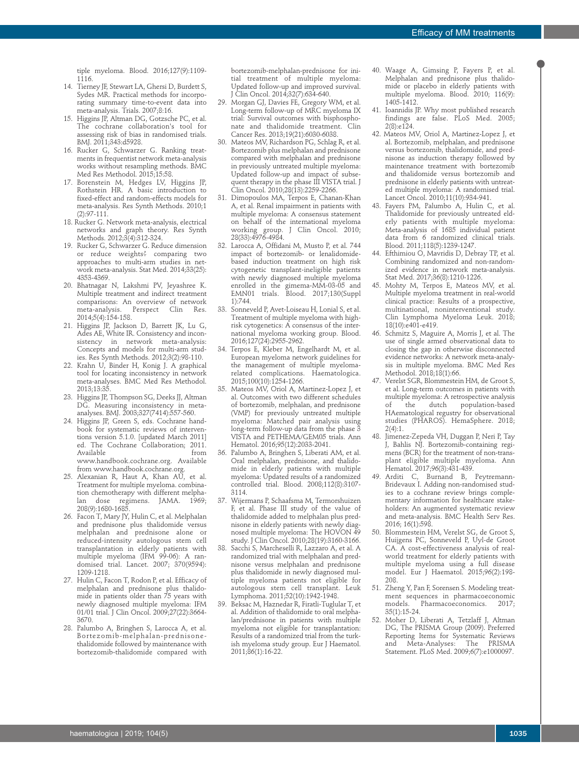tiple myeloma. Blood. 2016;127(9):1109-1116.

14. Tierney JF, Stewart LA, Ghersi D, Burdett S, Sydes MR. Practical methods for incorporating summary time-to-event data into meta-analysis. Trials. 2007;8:16.
15. Higgins JP, Altman DG, Gotzsche PC, et al. The Cochrane collaboration's tool for assessing risk of bias in randomised trials. BMJ. 2011;343:d5928.
16. Rucker G, Schwarzer G. Ranking treatments in frequentist network meta-analysis works without resampling methods. BMC Med Res Methodol. 2015;15:58.
17. Borenstein M, Hedges LV, Higgins JP, Rothstein HR. A basic introduction to fixed-effect and random-effects models for meta-analysis. Res Synth Methods. 2010;1(2):97-111.
18. Rucker G. Network meta-analysis, electrical networks and graph theory. Res Synth Methods. 2012;3(4):312-324.
19. Rucker G, Schwarzer G. Reduce dimension or reduce weights? comparing two approaches to multi-arm studies in network meta-analysis. Stat Med. 2014;33(25):4353-4369.
20. Bhatnagar N, Lakshmi PV, Jeyashree K. Multiple treatment and indirect treatment comparisons: An overview of network meta-analysis. Perspect Clin Res. 2014;5(4):154-158.
21. Higgins JP, Jackson D, Barrett JK, Lu G, Ades AE, White IR. Consistency and inconsistency in network meta-analysis: Concepts and models for multi-arm studies. Res Synth Methods. 2012;3(2):98-110.
22. Krahn U, Binder H, Konig J. A graphical tool for locating inconsistency in network meta-analyses. BMC Med Res Methodol. 2013;13:35.
23. Higgins JP, Thompson SG, Deeks JJ, Altman DG. Measuring inconsistency in meta-analyses. BMJ. 2003;327(7414):557-560.
24. Higgins JP, Green S, eds. Cochrane handbook for systematic reviews of interventions version 5.1.0. [updated March 2011] ed. The Cochrane Collaboration; 2011. Available from www.handbook.cochrane.org. Available from www.handbook.cochrane.org.
25. Alexanian R, Haut A, Khan AU, et al. Treatment for multiple myeloma. combination chemotherapy with different melphalan dose regimens. JAMA. 1969;208(9):1680-1685.
26. Facon T, Mary JY, Hulin C, et al. Melphalan and prednisone plus thalidomide versus melphalan and prednisone alone or reduced-intensity autologous stem cell transplantation in elderly patients with multiple myeloma (IFM 99-06): A randomised trial. Lancet. 2007; 370(9594):1209-1218.
27. Hulin C, Facon T, Rodon P, et al. Efficacy of melphalan and prednisone plus thalidomide in patients older than 75 years with newly diagnosed multiple myeloma: IFM 01/01 trial. J Clin Oncol. 2009;27(22):3664-3670.
28. Palumbo A, Bringhen S, Larocca A, et al. Bortezomib-melphalan-prednisone-thalidomide followed by maintenance with bortezomib-thalidomide compared with bortezomib-melphalan-prednisone for initial treatment of multiple myeloma: Updated follow-up and improved survival. J Clin Oncol. 2014;32(7):634-640.
29. Morgan GJ, Davies FE, Gregory WM, et al. Long-term follow-up of MRC myeloma IX trial: Survival outcomes with bisphosphonate and thalidomide treatment. Clin Cancer Res. 2013;19(21):6030-6038.
30. Mateos MV, Richardson PG, Schlag R, et al. Bortezomib plus melphalan and prednisone compared with melphalan and prednisone in previously untreated multiple myeloma: Updated follow-up and impact of subsequent therapy in the phase III VISTA trial. J Clin Oncol. 2010;28(13):2259-2266.
31. Dimopoulos MA, Terpos E, Chanan-Khan A, et al. Renal impairment in patients with multiple myeloma: A consensus statement on behalf of the international myeloma working group. J Clin Oncol. 2010; 28(33):4976-4984.
32. Larocca A, Offidani M, Musto P, et al. 744 impact of bortezomib- or lenalidomide-based induction treatment on high risk cytogenetic transplant-ineligible patients with newly diagnosed multiple myeloma enrolled in the gimema-MM-03-05 and EMN01 trials. Blood. 2017;130(Suppl 1):744.
33. Sonneveld P, Avet-Loiseau H, Lonial S, et al. Treatment of multiple myeloma with high-risk cytogenetics: A consensus of the international myeloma working group. Blood. 2016;127(24):2955-2962.
34. Terpos E, Kleber M, Engelhardt M, et al. European myeloma network guidelines for the management of multiple myeloma-related complications. Haematologica. 2015;100(10):1254-1266.
35. Mateos MV, Oriol A, Martinez-Lopez J, et al. Outcomes with two different schedules of bortezomib, melphalan, and prednisone (VMP) for previously untreated multiple myeloma: Matched pair analysis using long-term follow-up data from the phase 3 VISTA and PETHEMA/GEM05 trials. Ann Hematol. 2016;95(12):2033-2041.
36. Palumbo A, Bringhen S, Liberati AM, et al. Oral melphalan, prednisone, and thalidomide in elderly patients with multiple myeloma: Updated results of a randomized controlled trial. Blood. 2008;112(8):3107-3114.
37. Wijermans P, Schaafsma M, Termorshuizen F, et al. Phase III study of the value of thalidomide added to melphalan plus prednisone in elderly patients with newly diagnosed multiple myeloma: The HOVON 49 study. J Clin Oncol. 2010;28(19):3160-3166.
38. Sacchi S, Marcheselli R, Lazzaro A, et al. A randomized trial with melphalan and prednisone versus melphalan and prednisone plus thalidomide in newly diagnosed multiple myeloma patients not eligible for autologous stem cell transplant. Leuk Lymphoma. 2011;52(10):1942-1948.
39. Beksac M, Haznedar R, Firatli-Tuglular T, et al. Addition of thalidomide to oral melphalan/prednisone in patients with multiple myeloma not eligible for transplantation: Results of a randomized trial from the turkish myeloma study group. Eur J Haematol. 2011;86(1):16-22.
40. Waage A, Gimsing P, Fayers P, et al. Melphalan and prednisone plus thalidomide or placebo in elderly patients with multiple myeloma. Blood. 2010; 116(9):1405-1412.
41. Ioannidis JP. Why most published research findings are false. PLoS Med. 2005; 2(8):e124.
42. Mateos MV, Oriol A, Martinez-Lopez J, et al. Bortezomib, melphalan, and prednisone versus bortezomib, thalidomide, and prednisone as induction therapy followed by maintenance treatment with bortezomib and thalidomide versus bortezomib and prednisone in elderly patients with untreated multiple myeloma: A randomised trial. Lancet Oncol. 2010;11(10):934-941.
43. Fayers PM, Palumbo A, Hulin C, et al. Thalidomide for previously untreated elderly patients with multiple myeloma: Meta-analysis of 1685 individual patient data from 6 randomized clinical trials. Blood. 2011;118(5):1239-1247.
44. Efthimiou O, Mavridis D, Debray TP, et al. Combining randomized and non-randomized evidence in network meta-analysis. Stat Med. 2017;36(8):1210-1226.
45. Mohty M, Terpos E, Mateos MV, et al. Multiple myeloma treatment in real-world clinical practice: Results of a prospective, multinational, noninterventional study. Clin Lymphoma Myeloma Leuk. 2018; 18(10):e401-e419.
46. Schmitz S, Maguire A, Morris J, et al. The use of single armed observational data to closing the gap in otherwise disconnected evidence networks: A network meta-analysis in multiple myeloma. BMC Med Res Methodol. 2018;18(1):66.
47. Verelst SGR, Blommestein HM, de Groot S, et al. Long-term outcomes in patients with multiple myeloma: A retrospective analysis of the dutch population-based HAematological regustry for observational studies (PHAROS). HemaSphere. 2018; 2(4):1.
48. Jimenez-Zepeda VH, Duggan P, Neri P, Tay J, Bahlis NJ. Bortezomib-containing regimens (BCR) for the treatment of non-transplant eligible multiple myeloma. Ann Hematol. 2017;96(3):431-439.
49. Arditi C, Burnand B, Peytremann-Bridevaux I. Adding non-randomised studies to a cochrane review brings complementary information for healthcare stakeholders: An augmented systematic review and meta-analysis. BMC Health Serv Res. 2016; 16(1):598.
50. Blommestein HM, Verelst SG, de Groot S, Huijgens PC, Sonneveld P, Uyl-de Groot CA. A cost-effectiveness analysis of real-world treatment for elderly patients with multiple myeloma using a full disease model. Eur J Haematol. 2015;96(2):198-208.
51. Zheng Y, Pan F, Sorensen S. Modeling treatment sequences in pharmacoeconomic models. Pharmacoeconomics. 2017; 35(1):15-24.
52. Moher D, Liberati A, Tetzlaff J, Altman DG, The PRISMA Group (2009). Preferred Reporting Items for Systematic Reviews and Meta-Analyses: The PRISMA Statement. PLoS Med. 2009;6(7):e1000097.